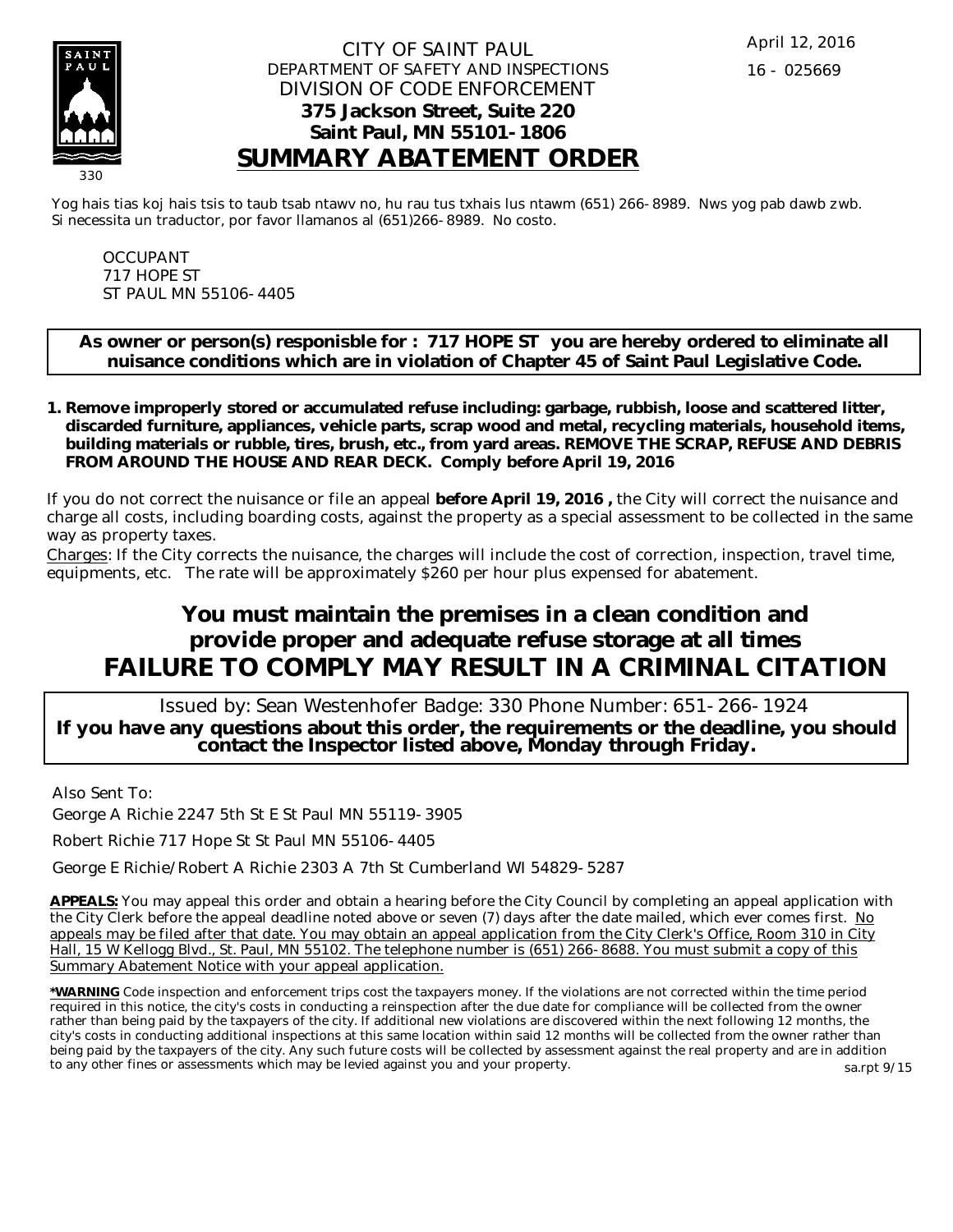CITY OF SAINT PAUL
DEPARTMENT OF SAFETY AND INSPECTIONS
DIVISION OF CODE ENFORCEMENT
**375 Jackson Street, Suite 220**
**Saint Paul, MN 55101-1806**

April 12, 2016
16 - 025669

330

# SUMMARY ABATEMENT ORDER

Yog hais tias koj hais tsis to taub tsab ntawv no, hu rau tus txhais lus ntawm (651) 266-8989. Nws yog pab dawb zwb.
Si necessita un traductor, por favor llamanos al (651)266-8989. No costo.

OCCUPANT
717 HOPE ST
ST PAUL MN 55106-4405

**As owner or person(s) responisble for : 717 HOPE ST you are hereby ordered to eliminate all nuisance conditions which are in violation of Chapter 45 of Saint Paul Legislative Code.**

1. **Remove improperly stored or accumulated refuse including: garbage, rubbish, loose and scattered litter, discarded furniture, appliances, vehicle parts, scrap wood and metal, recycling materials, household items, building materials or rubble, tires, brush, etc., from yard areas. REMOVE THE SCRAP, REFUSE AND DEBRIS FROM AROUND THE HOUSE AND REAR DECK. Comply before April 19, 2016**

If you do not correct the nuisance or file an appeal **before April 19, 2016 ,** the City will correct the nuisance and charge all costs, including boarding costs, against the property as a special assessment to be collected in the same way as property taxes.

Charges: If the City corrects the nuisance, the charges will include the cost of correction, inspection, travel time, equipments, etc. The rate will be approximately $260 per hour plus expensed for abatement.

## You must maintain the premises in a clean condition and provide proper and adequate refuse storage at all times
## FAILURE TO COMPLY MAY RESULT IN A CRIMINAL CITATION

Issued by: Sean Westenhofer Badge: 330 Phone Number: 651-266-1924
**If you have any questions about this order, the requirements or the deadline, you should contact the Inspector listed above, Monday through Friday.**

Also Sent To:

George A Richie 2247 5th St E St Paul MN 55119-3905

Robert Richie 717 Hope St St Paul MN 55106-4405

George E Richie/Robert A Richie 2303 A 7th St Cumberland WI 54829-5287

**APPEALS:** You may appeal this order and obtain a hearing before the City Council by completing an appeal application with the City Clerk before the appeal deadline noted above or seven (7) days after the date mailed, which ever comes first. No appeals may be filed after that date. You may obtain an appeal application from the City Clerk's Office, Room 310 in City Hall, 15 W Kellogg Blvd., St. Paul, MN 55102. The telephone number is (651) 266-8688. You must submit a copy of this Summary Abatement Notice with your appeal application.

***WARNING** Code inspection and enforcement trips cost the taxpayers money. If the violations are not corrected within the time period required in this notice, the city's costs in conducting a reinspection after the due date for compliance will be collected from the owner rather than being paid by the taxpayers of the city. If additional new violations are discovered within the next following 12 months, the city's costs in conducting additional inspections at this same location within said 12 months will be collected from the owner rather than being paid by the taxpayers of the city. Any such future costs will be collected by assessment against the real property and are in addition to any other fines or assessments which may be levied against you and your property.

sa.rpt 9/15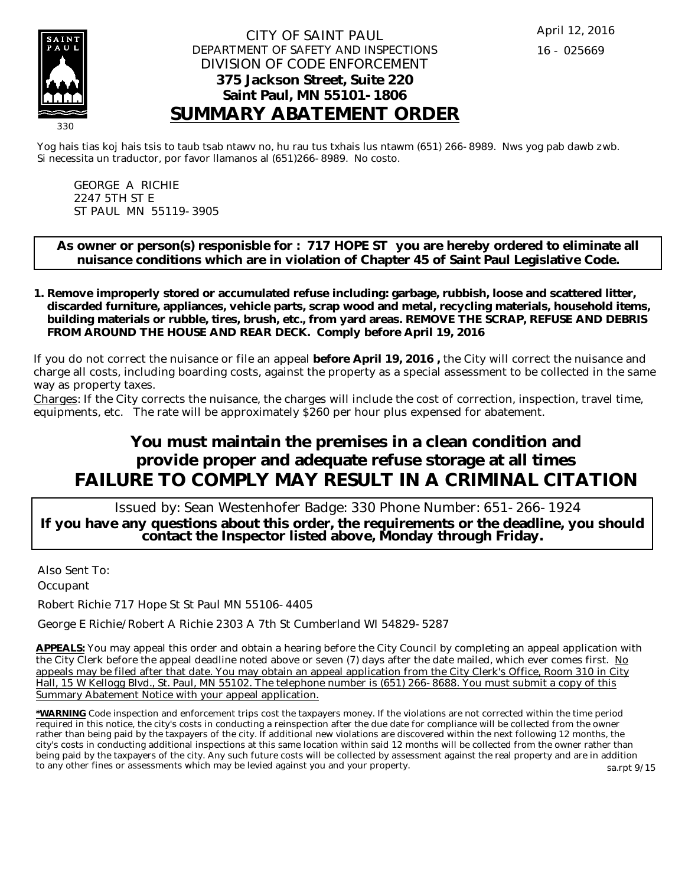April 12, 2016

16 - 025669

330

CITY OF SAINT PAUL
DEPARTMENT OF SAFETY AND INSPECTIONS
DIVISION OF CODE ENFORCEMENT
**375 Jackson Street, Suite 220**
**Saint Paul, MN 55101-1806**

# SUMMARY ABATEMENT ORDER

Yog hais tias koj hais tsis to taub tsab ntawv no, hu rau tus txhais lus ntawm (651) 266-8989. Nws yog pab dawb zwb.
Si necessita un traductor, por favor llamanos al (651)266-8989. No costo.

GEORGE A RICHIE
2247 5TH ST E
ST PAUL MN 55119-3905

**As owner or person(s) responisble for : 717 HOPE ST you are hereby ordered to eliminate all nuisance conditions which are in violation of Chapter 45 of Saint Paul Legislative Code.**

1. **Remove improperly stored or accumulated refuse including: garbage, rubbish, loose and scattered litter, discarded furniture, appliances, vehicle parts, scrap wood and metal, recycling materials, household items, building materials or rubble, tires, brush, etc., from yard areas. REMOVE THE SCRAP, REFUSE AND DEBRIS FROM AROUND THE HOUSE AND REAR DECK. Comply before April 19, 2016**

If you do not correct the nuisance or file an appeal **before April 19, 2016 ,** the City will correct the nuisance and charge all costs, including boarding costs, against the property as a special assessment to be collected in the same way as property taxes.

Charges: If the City corrects the nuisance, the charges will include the cost of correction, inspection, travel time, equipments, etc. The rate will be approximately $260 per hour plus expensed for abatement.

## You must maintain the premises in a clean condition and provide proper and adequate refuse storage at all times

## FAILURE TO COMPLY MAY RESULT IN A CRIMINAL CITATION

Issued by: Sean Westenhofer Badge: 330 Phone Number: 651-266-1924

**If you have any questions about this order, the requirements or the deadline, you should contact the Inspector listed above, Monday through Friday.**

Also Sent To:

Occupant

Robert Richie 717 Hope St St Paul MN 55106-4405

George E Richie/Robert A Richie 2303 A 7th St Cumberland WI 54829-5287

**APPEALS:** You may appeal this order and obtain a hearing before the City Council by completing an appeal application with the City Clerk before the appeal deadline noted above or seven (7) days after the date mailed, which ever comes first. No appeals may be filed after that date. You may obtain an appeal application from the City Clerk's Office, Room 310 in City Hall, 15 W Kellogg Blvd., St. Paul, MN 55102. The telephone number is (651) 266-8688. You must submit a copy of this Summary Abatement Notice with your appeal application.

***WARNING** Code inspection and enforcement trips cost the taxpayers money. If the violations are not corrected within the time period required in this notice, the city's costs in conducting a reinspection after the due date for compliance will be collected from the owner rather than being paid by the taxpayers of the city. If additional new violations are discovered within the next following 12 months, the city's costs in conducting additional inspections at this same location within said 12 months will be collected from the owner rather than being paid by the taxpayers of the city. Any such future costs will be collected by assessment against the real property and are in addition to any other fines or assessments which may be levied against you and your property.

sa.rpt 9/15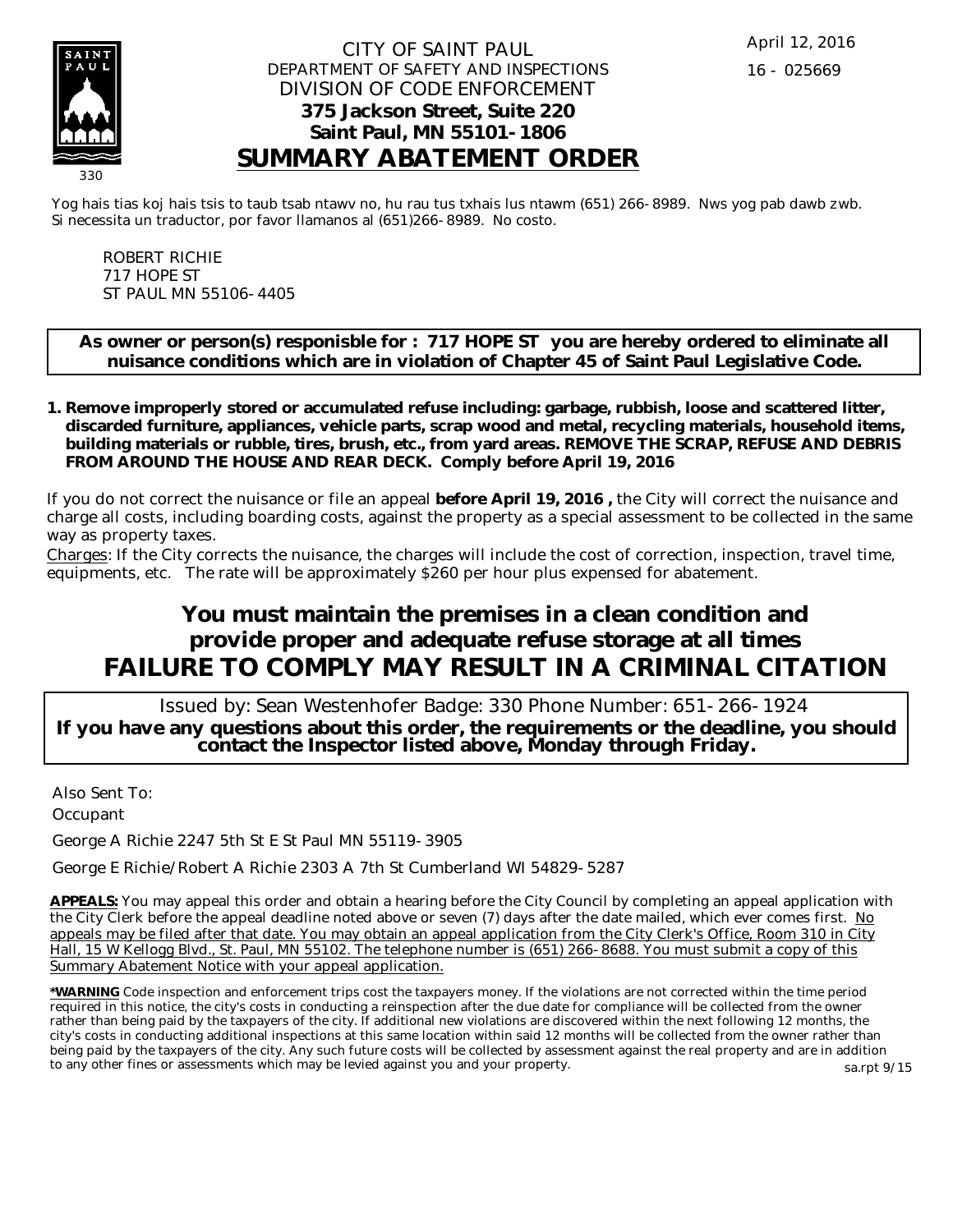CITY OF SAINT PAUL
DEPARTMENT OF SAFETY AND INSPECTIONS
DIVISION OF CODE ENFORCEMENT
**375 Jackson Street, Suite 220**
**Saint Paul, MN 55101-1806**

April 12, 2016

16 - 025669

330

# SUMMARY ABATEMENT ORDER

Yog hais tias koj hais tsis to taub tsab ntawv no, hu rau tus txhais lus ntawm (651) 266-8989. Nws yog pab dawb zwb.
Si necessita un traductor, por favor llamanos al (651)266-8989. No costo.

ROBERT RICHIE
717 HOPE ST
ST PAUL MN 55106-4405

**As owner or person(s) responisble for : 717 HOPE ST you are hereby ordered to eliminate all nuisance conditions which are in violation of Chapter 45 of Saint Paul Legislative Code.**

1. **Remove improperly stored or accumulated refuse including: garbage, rubbish, loose and scattered litter, discarded furniture, appliances, vehicle parts, scrap wood and metal, recycling materials, household items, building materials or rubble, tires, brush, etc., from yard areas. REMOVE THE SCRAP, REFUSE AND DEBRIS FROM AROUND THE HOUSE AND REAR DECK. Comply before April 19, 2016**

If you do not correct the nuisance or file an appeal **before April 19, 2016 ,** the City will correct the nuisance and charge all costs, including boarding costs, against the property as a special assessment to be collected in the same way as property taxes.

Charges: If the City corrects the nuisance, the charges will include the cost of correction, inspection, travel time, equipments, etc. The rate will be approximately $260 per hour plus expensed for abatement.

## You must maintain the premises in a clean condition and provide proper and adequate refuse storage at all times

## FAILURE TO COMPLY MAY RESULT IN A CRIMINAL CITATION

Issued by: Sean Westenhofer Badge: 330 Phone Number: 651-266-1924

**If you have any questions about this order, the requirements or the deadline, you should contact the Inspector listed above, Monday through Friday.**

Also Sent To:

Occupant

George A Richie 2247 5th St E St Paul MN 55119-3905

George E Richie/Robert A Richie 2303 A 7th St Cumberland WI 54829-5287

**APPEALS:** You may appeal this order and obtain a hearing before the City Council by completing an appeal application with the City Clerk before the appeal deadline noted above or seven (7) days after the date mailed, which ever comes first. No appeals may be filed after that date. You may obtain an appeal application from the City Clerk's Office, Room 310 in City Hall, 15 W Kellogg Blvd., St. Paul, MN 55102. The telephone number is (651) 266-8688. You must submit a copy of this Summary Abatement Notice with your appeal application.

***WARNING** Code inspection and enforcement trips cost the taxpayers money. If the violations are not corrected within the time period required in this notice, the city's costs in conducting a reinspection after the due date for compliance will be collected from the owner rather than being paid by the taxpayers of the city. If additional new violations are discovered within the next following 12 months, the city's costs in conducting additional inspections at this same location within said 12 months will be collected from the owner rather than being paid by the taxpayers of the city. Any such future costs will be collected by assessment against the real property and are in addition to any other fines or assessments which may be levied against you and your property.

sa.rpt 9/15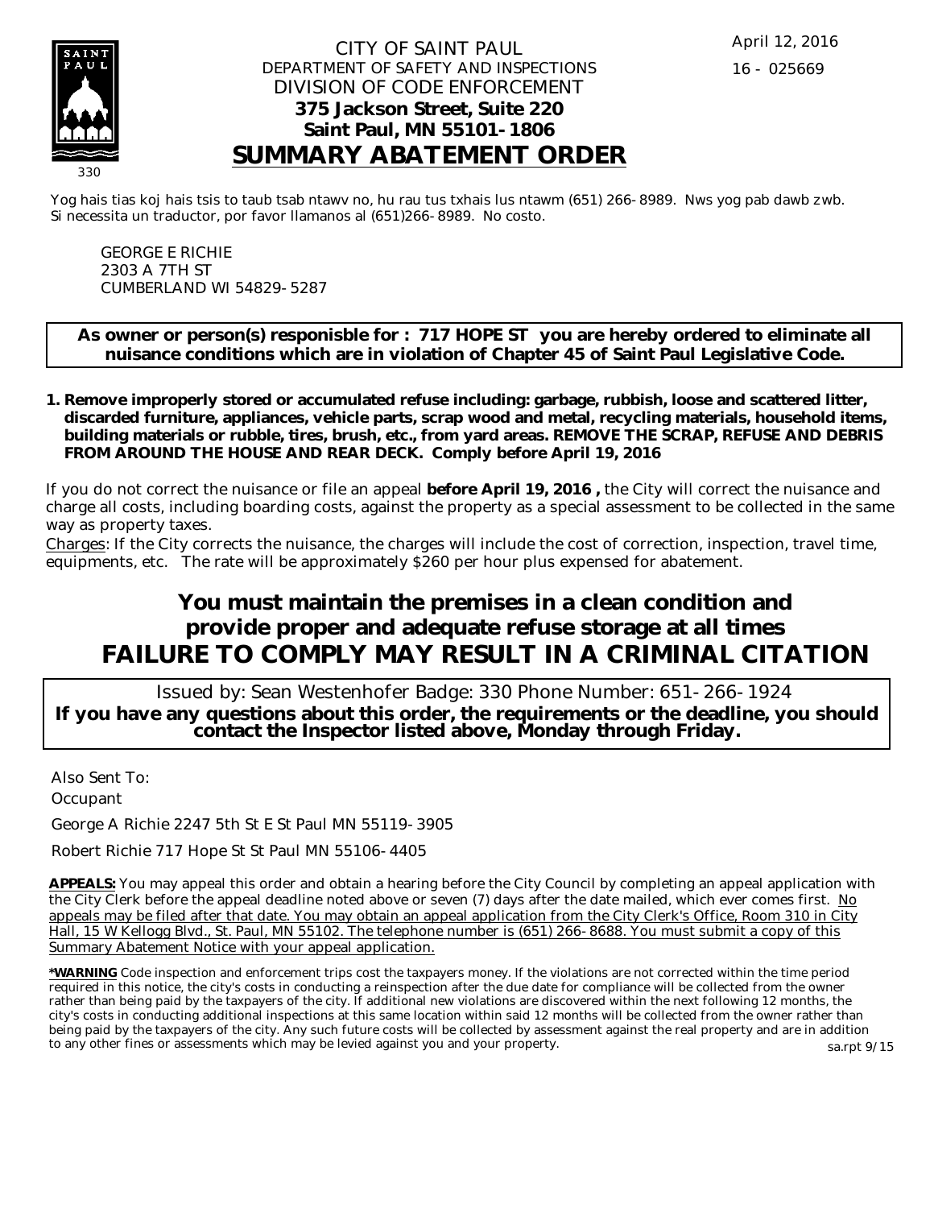April 12, 2016

16 - 025669

CITY OF SAINT PAUL
DEPARTMENT OF SAFETY AND INSPECTIONS
DIVISION OF CODE ENFORCEMENT
**375 Jackson Street, Suite 220**
**Saint Paul, MN 55101-1806**

# SUMMARY ABATEMENT ORDER

330

Yog hais tias koj hais tsis to taub tsab ntawv no, hu rau tus txhais lus ntawm (651) 266-8989. Nws yog pab dawb zwb.
Si necessita un traductor, por favor llamanos al (651)266-8989. No costo.

GEORGE E RICHIE
2303 A 7TH ST
CUMBERLAND WI 54829-5287

**As owner or person(s) responisble for : 717 HOPE ST you are hereby ordered to eliminate all nuisance conditions which are in violation of Chapter 45 of Saint Paul Legislative Code.**

1. **Remove improperly stored or accumulated refuse including: garbage, rubbish, loose and scattered litter, discarded furniture, appliances, vehicle parts, scrap wood and metal, recycling materials, household items, building materials or rubble, tires, brush, etc., from yard areas. REMOVE THE SCRAP, REFUSE AND DEBRIS FROM AROUND THE HOUSE AND REAR DECK. Comply before April 19, 2016**

If you do not correct the nuisance or file an appeal **before April 19, 2016 ,** the City will correct the nuisance and charge all costs, including boarding costs, against the property as a special assessment to be collected in the same way as property taxes.

Charges: If the City corrects the nuisance, the charges will include the cost of correction, inspection, travel time, equipments, etc. The rate will be approximately $260 per hour plus expensed for abatement.

## You must maintain the premises in a clean condition and provide proper and adequate refuse storage at all times
## FAILURE TO COMPLY MAY RESULT IN A CRIMINAL CITATION

Issued by: Sean Westenhofer Badge: 330 Phone Number: 651-266-1924

**If you have any questions about this order, the requirements or the deadline, you should contact the Inspector listed above, Monday through Friday.**

Also Sent To:

Occupant

George A Richie 2247 5th St E St Paul MN 55119-3905

Robert Richie 717 Hope St St Paul MN 55106-4405

**APPEALS:** You may appeal this order and obtain a hearing before the City Council by completing an appeal application with the City Clerk before the appeal deadline noted above or seven (7) days after the date mailed, which ever comes first. No appeals may be filed after that date. You may obtain an appeal application from the City Clerk's Office, Room 310 in City Hall, 15 W Kellogg Blvd., St. Paul, MN 55102. The telephone number is (651) 266-8688. You must submit a copy of this Summary Abatement Notice with your appeal application.

**\*WARNING** Code inspection and enforcement trips cost the taxpayers money. If the violations are not corrected within the time period required in this notice, the city's costs in conducting a reinspection after the due date for compliance will be collected from the owner rather than being paid by the taxpayers of the city. If additional new violations are discovered within the next following 12 months, the city's costs in conducting additional inspections at this same location within said 12 months will be collected from the owner rather than being paid by the taxpayers of the city. Any such future costs will be collected by assessment against the real property and are in addition to any other fines or assessments which may be levied against you and your property.

sa.rpt 9/15